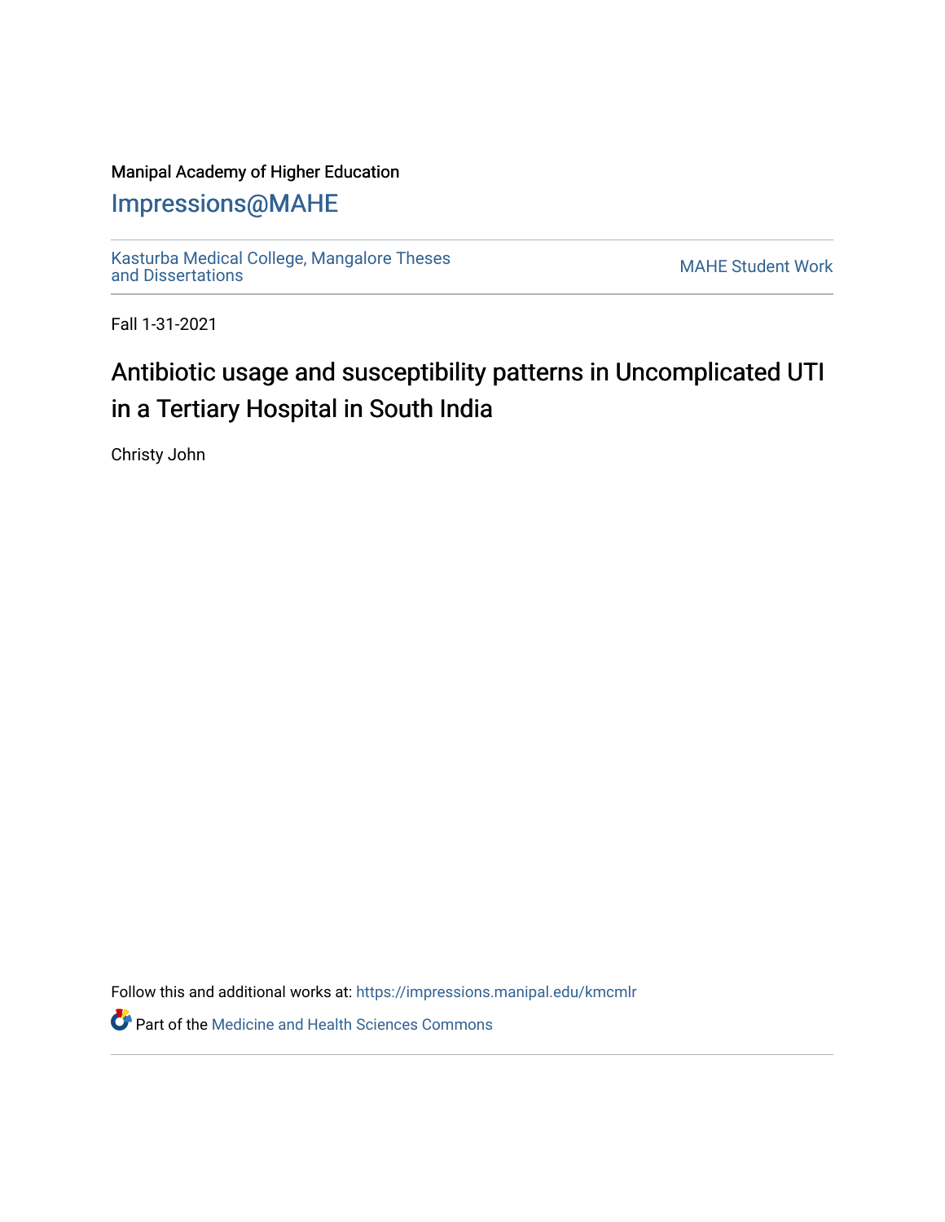Manipal Academy of Higher Education

## Impressions@MAHE

Kasturba Medical College, Mangalore Theses and Dissertations

MAHE Student Work

Fall 1-31-2021

# Antibiotic usage and susceptibility patterns in Uncomplicated UTI in a Tertiary Hospital in South India

Christy John

Follow this and additional works at: https://impressions.manipal.edu/kmcmlr

Part of the Medicine and Health Sciences Commons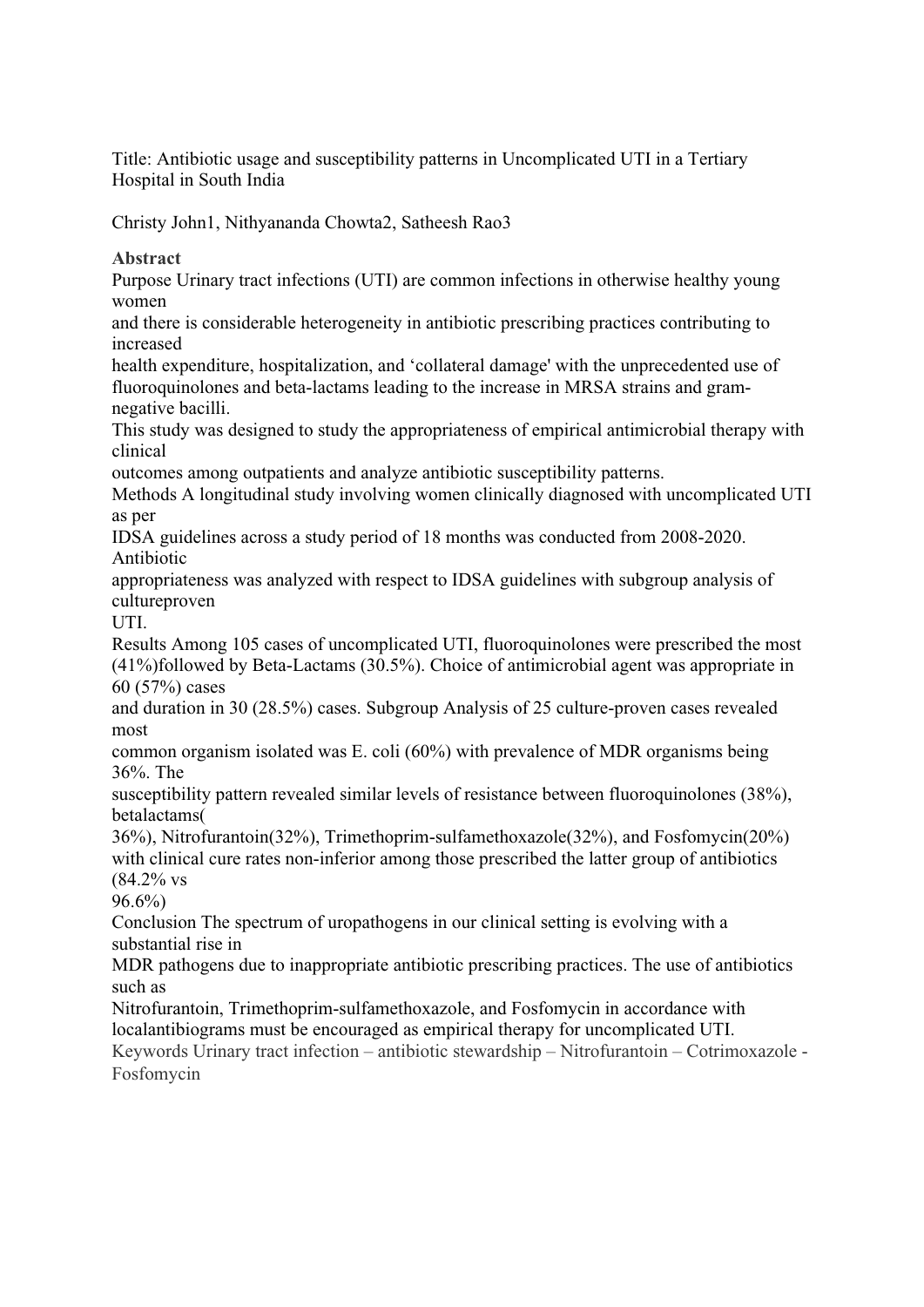Title: Antibiotic usage and susceptibility patterns in Uncomplicated UTI in a Tertiary Hospital in South India

Christy John1, Nithyananda Chowta2, Satheesh Rao3

**Abstract**

Purpose Urinary tract infections (UTI) are common infections in otherwise healthy young women and there is considerable heterogeneity in antibiotic prescribing practices contributing to increased health expenditure, hospitalization, and 'collateral damage' with the unprecedented use of fluoroquinolones and beta-lactams leading to the increase in MRSA strains and gram-negative bacilli.

This study was designed to study the appropriateness of empirical antimicrobial therapy with clinical outcomes among outpatients and analyze antibiotic susceptibility patterns.

Methods A longitudinal study involving women clinically diagnosed with uncomplicated UTI as per IDSA guidelines across a study period of 18 months was conducted from 2008-2020. Antibiotic appropriateness was analyzed with respect to IDSA guidelines with subgroup analysis of cultureproven UTI.

Results Among 105 cases of uncomplicated UTI, fluoroquinolones were prescribed the most (41%)followed by Beta-Lactams (30.5%). Choice of antimicrobial agent was appropriate in 60 (57%) cases and duration in 30 (28.5%) cases. Subgroup Analysis of 25 culture-proven cases revealed most common organism isolated was E. coli (60%) with prevalence of MDR organisms being 36%. The susceptibility pattern revealed similar levels of resistance between fluoroquinolones (38%), betalactams( 36%), Nitrofurantoin(32%), Trimethoprim-sulfamethoxazole(32%), and Fosfomycin(20%) with clinical cure rates non-inferior among those prescribed the latter group of antibiotics (84.2% vs 96.6%)

Conclusion The spectrum of uropathogens in our clinical setting is evolving with a substantial rise in MDR pathogens due to inappropriate antibiotic prescribing practices. The use of antibiotics such as Nitrofurantoin, Trimethoprim-sulfamethoxazole, and Fosfomycin in accordance with localantibiograms must be encouraged as empirical therapy for uncomplicated UTI.

Keywords Urinary tract infection – antibiotic stewardship – Nitrofurantoin – Cotrimoxazole - Fosfomycin